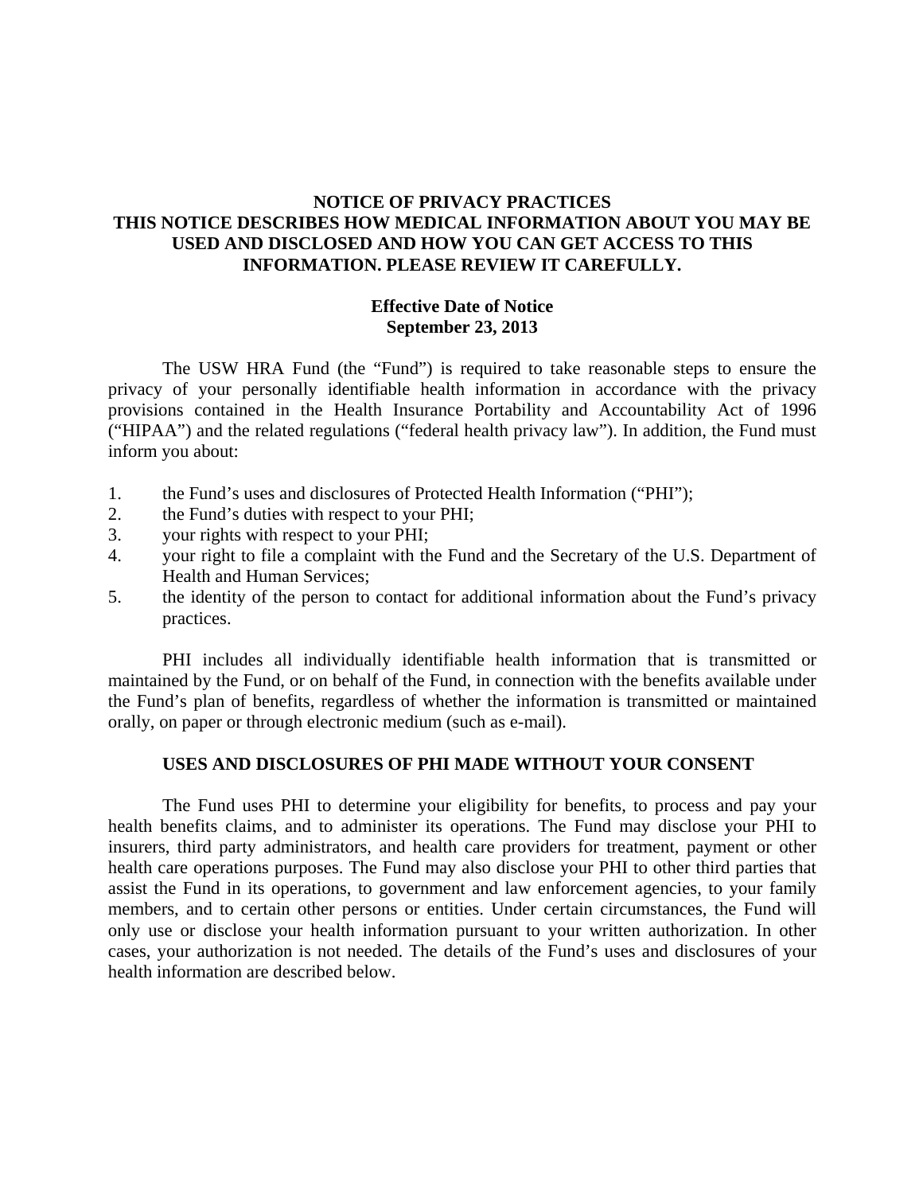# NOTICE OF PRIVACY PRACTICES

**THIS NOTICE DESCRIBES HOW MEDICAL INFORMATION ABOUT YOU MAY BE USED AND DISCLOSED AND HOW YOU CAN GET ACCESS TO THIS INFORMATION. PLEASE REVIEW IT CAREFULLY.**

**Effective Date of Notice**
**September 23, 2013**

The USW HRA Fund (the "Fund") is required to take reasonable steps to ensure the privacy of your personally identifiable health information in accordance with the privacy provisions contained in the Health Insurance Portability and Accountability Act of 1996 ("HIPAA") and the related regulations ("federal health privacy law"). In addition, the Fund must inform you about:

1. the Fund's uses and disclosures of Protected Health Information ("PHI");
2. the Fund's duties with respect to your PHI;
3. your rights with respect to your PHI;
4. your right to file a complaint with the Fund and the Secretary of the U.S. Department of Health and Human Services;
5. the identity of the person to contact for additional information about the Fund's privacy practices.

PHI includes all individually identifiable health information that is transmitted or maintained by the Fund, or on behalf of the Fund, in connection with the benefits available under the Fund's plan of benefits, regardless of whether the information is transmitted or maintained orally, on paper or through electronic medium (such as e-mail).

## USES AND DISCLOSURES OF PHI MADE WITHOUT YOUR CONSENT

The Fund uses PHI to determine your eligibility for benefits, to process and pay your health benefits claims, and to administer its operations. The Fund may disclose your PHI to insurers, third party administrators, and health care providers for treatment, payment or other health care operations purposes. The Fund may also disclose your PHI to other third parties that assist the Fund in its operations, to government and law enforcement agencies, to your family members, and to certain other persons or entities. Under certain circumstances, the Fund will only use or disclose your health information pursuant to your written authorization. In other cases, your authorization is not needed. The details of the Fund's uses and disclosures of your health information are described below.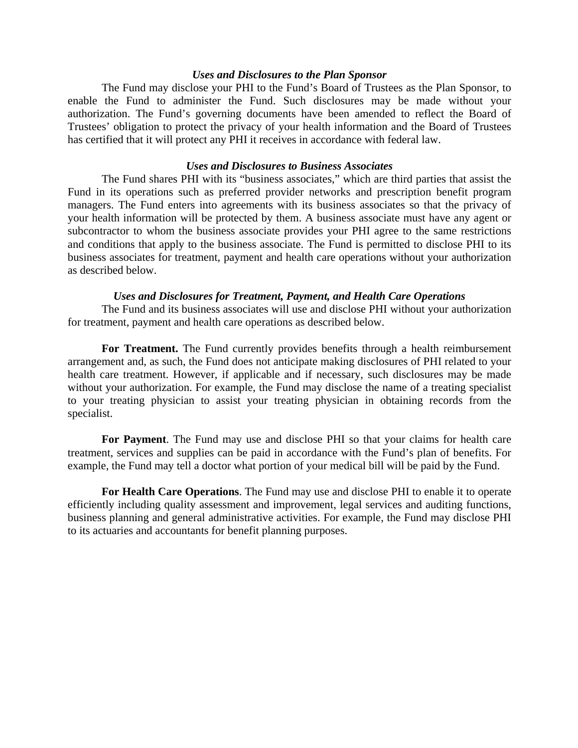### *Uses and Disclosures to the Plan Sponsor*

The Fund may disclose your PHI to the Fund's Board of Trustees as the Plan Sponsor, to enable the Fund to administer the Fund. Such disclosures may be made without your authorization. The Fund's governing documents have been amended to reflect the Board of Trustees' obligation to protect the privacy of your health information and the Board of Trustees has certified that it will protect any PHI it receives in accordance with federal law.

### *Uses and Disclosures to Business Associates*

The Fund shares PHI with its "business associates," which are third parties that assist the Fund in its operations such as preferred provider networks and prescription benefit program managers. The Fund enters into agreements with its business associates so that the privacy of your health information will be protected by them. A business associate must have any agent or subcontractor to whom the business associate provides your PHI agree to the same restrictions and conditions that apply to the business associate. The Fund is permitted to disclose PHI to its business associates for treatment, payment and health care operations without your authorization as described below.

### *Uses and Disclosures for Treatment, Payment, and Health Care Operations*

The Fund and its business associates will use and disclose PHI without your authorization for treatment, payment and health care operations as described below.

**For Treatment.** The Fund currently provides benefits through a health reimbursement arrangement and, as such, the Fund does not anticipate making disclosures of PHI related to your health care treatment. However, if applicable and if necessary, such disclosures may be made without your authorization. For example, the Fund may disclose the name of a treating specialist to your treating physician to assist your treating physician in obtaining records from the specialist.

**For Payment**. The Fund may use and disclose PHI so that your claims for health care treatment, services and supplies can be paid in accordance with the Fund's plan of benefits. For example, the Fund may tell a doctor what portion of your medical bill will be paid by the Fund.

**For Health Care Operations**. The Fund may use and disclose PHI to enable it to operate efficiently including quality assessment and improvement, legal services and auditing functions, business planning and general administrative activities. For example, the Fund may disclose PHI to its actuaries and accountants for benefit planning purposes.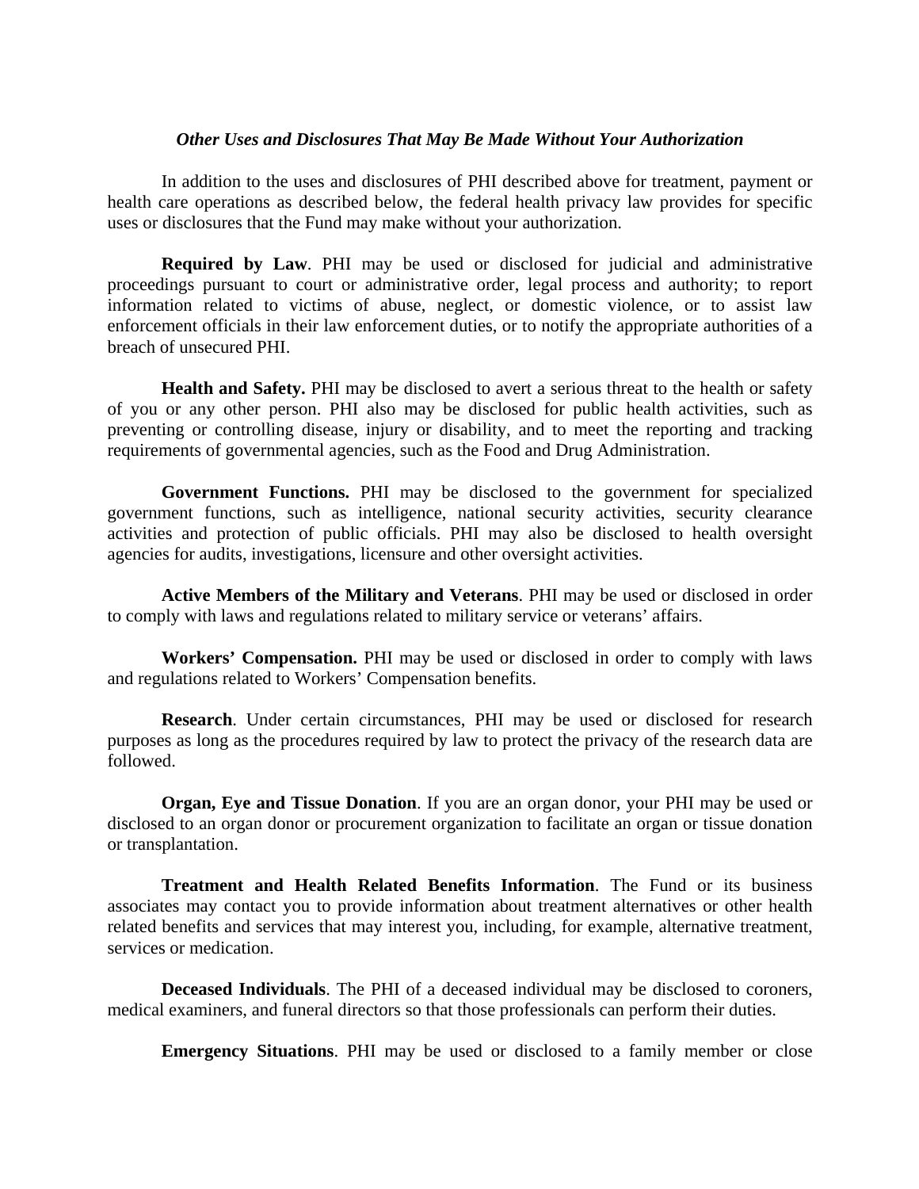### *Other Uses and Disclosures That May Be Made Without Your Authorization*

In addition to the uses and disclosures of PHI described above for treatment, payment or health care operations as described below, the federal health privacy law provides for specific uses or disclosures that the Fund may make without your authorization.

**Required by Law**. PHI may be used or disclosed for judicial and administrative proceedings pursuant to court or administrative order, legal process and authority; to report information related to victims of abuse, neglect, or domestic violence, or to assist law enforcement officials in their law enforcement duties, or to notify the appropriate authorities of a breach of unsecured PHI.

**Health and Safety.** PHI may be disclosed to avert a serious threat to the health or safety of you or any other person. PHI also may be disclosed for public health activities, such as preventing or controlling disease, injury or disability, and to meet the reporting and tracking requirements of governmental agencies, such as the Food and Drug Administration.

**Government Functions.** PHI may be disclosed to the government for specialized government functions, such as intelligence, national security activities, security clearance activities and protection of public officials. PHI may also be disclosed to health oversight agencies for audits, investigations, licensure and other oversight activities.

**Active Members of the Military and Veterans**. PHI may be used or disclosed in order to comply with laws and regulations related to military service or veterans' affairs.

**Workers' Compensation.** PHI may be used or disclosed in order to comply with laws and regulations related to Workers' Compensation benefits.

**Research**. Under certain circumstances, PHI may be used or disclosed for research purposes as long as the procedures required by law to protect the privacy of the research data are followed.

**Organ, Eye and Tissue Donation**. If you are an organ donor, your PHI may be used or disclosed to an organ donor or procurement organization to facilitate an organ or tissue donation or transplantation.

**Treatment and Health Related Benefits Information**. The Fund or its business associates may contact you to provide information about treatment alternatives or other health related benefits and services that may interest you, including, for example, alternative treatment, services or medication.

**Deceased Individuals**. The PHI of a deceased individual may be disclosed to coroners, medical examiners, and funeral directors so that those professionals can perform their duties.

**Emergency Situations**. PHI may be used or disclosed to a family member or close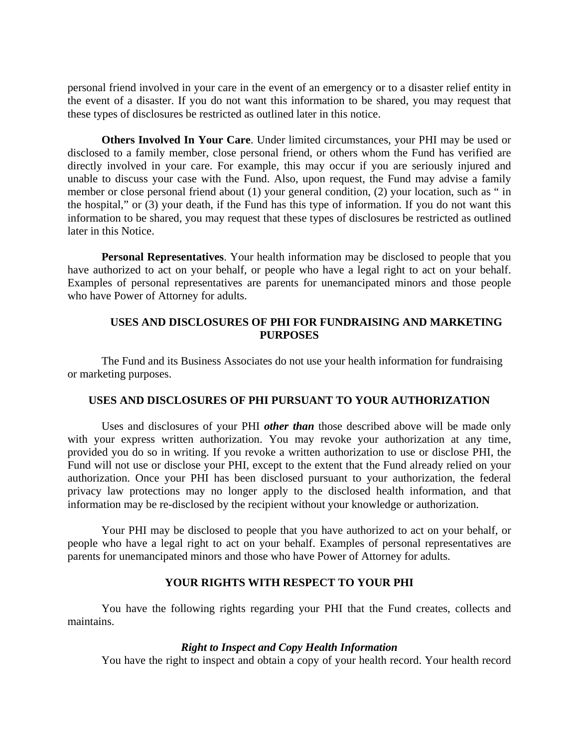personal friend involved in your care in the event of an emergency or to a disaster relief entity in the event of a disaster. If you do not want this information to be shared, you may request that these types of disclosures be restricted as outlined later in this notice.

**Others Involved In Your Care**. Under limited circumstances, your PHI may be used or disclosed to a family member, close personal friend, or others whom the Fund has verified are directly involved in your care. For example, this may occur if you are seriously injured and unable to discuss your case with the Fund. Also, upon request, the Fund may advise a family member or close personal friend about (1) your general condition, (2) your location, such as " in the hospital," or (3) your death, if the Fund has this type of information. If you do not want this information to be shared, you may request that these types of disclosures be restricted as outlined later in this Notice.

**Personal Representatives**. Your health information may be disclosed to people that you have authorized to act on your behalf, or people who have a legal right to act on your behalf. Examples of personal representatives are parents for unemancipated minors and those people who have Power of Attorney for adults.

## USES AND DISCLOSURES OF PHI FOR FUNDRAISING AND MARKETING PURPOSES

The Fund and its Business Associates do not use your health information for fundraising or marketing purposes.

## USES AND DISCLOSURES OF PHI PURSUANT TO YOUR AUTHORIZATION

Uses and disclosures of your PHI ***other than*** those described above will be made only with your express written authorization. You may revoke your authorization at any time, provided you do so in writing. If you revoke a written authorization to use or disclose PHI, the Fund will not use or disclose your PHI, except to the extent that the Fund already relied on your authorization. Once your PHI has been disclosed pursuant to your authorization, the federal privacy law protections may no longer apply to the disclosed health information, and that information may be re-disclosed by the recipient without your knowledge or authorization.

Your PHI may be disclosed to people that you have authorized to act on your behalf, or people who have a legal right to act on your behalf. Examples of personal representatives are parents for unemancipated minors and those who have Power of Attorney for adults.

## YOUR RIGHTS WITH RESPECT TO YOUR PHI

You have the following rights regarding your PHI that the Fund creates, collects and maintains.

### *Right to Inspect and Copy Health Information*

You have the right to inspect and obtain a copy of your health record. Your health record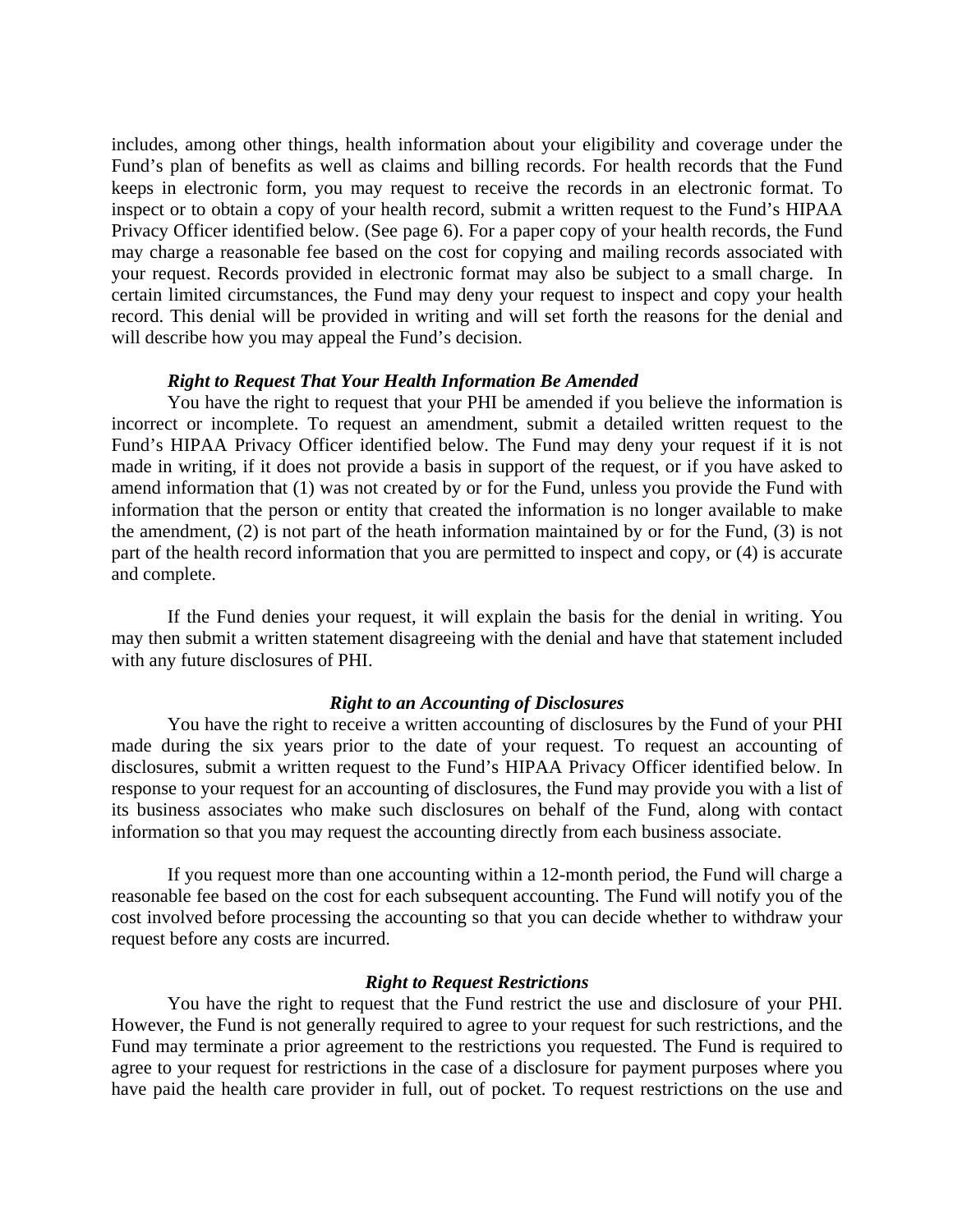includes, among other things, health information about your eligibility and coverage under the Fund's plan of benefits as well as claims and billing records. For health records that the Fund keeps in electronic form, you may request to receive the records in an electronic format. To inspect or to obtain a copy of your health record, submit a written request to the Fund's HIPAA Privacy Officer identified below. (See page 6). For a paper copy of your health records, the Fund may charge a reasonable fee based on the cost for copying and mailing records associated with your request. Records provided in electronic format may also be subject to a small charge. In certain limited circumstances, the Fund may deny your request to inspect and copy your health record. This denial will be provided in writing and will set forth the reasons for the denial and will describe how you may appeal the Fund's decision.

***Right to Request That Your Health Information Be Amended***

You have the right to request that your PHI be amended if you believe the information is incorrect or incomplete. To request an amendment, submit a detailed written request to the Fund's HIPAA Privacy Officer identified below. The Fund may deny your request if it is not made in writing, if it does not provide a basis in support of the request, or if you have asked to amend information that (1) was not created by or for the Fund, unless you provide the Fund with information that the person or entity that created the information is no longer available to make the amendment, (2) is not part of the heath information maintained by or for the Fund, (3) is not part of the health record information that you are permitted to inspect and copy, or (4) is accurate and complete.

If the Fund denies your request, it will explain the basis for the denial in writing. You may then submit a written statement disagreeing with the denial and have that statement included with any future disclosures of PHI.

***Right to an Accounting of Disclosures***

You have the right to receive a written accounting of disclosures by the Fund of your PHI made during the six years prior to the date of your request. To request an accounting of disclosures, submit a written request to the Fund's HIPAA Privacy Officer identified below. In response to your request for an accounting of disclosures, the Fund may provide you with a list of its business associates who make such disclosures on behalf of the Fund, along with contact information so that you may request the accounting directly from each business associate.

If you request more than one accounting within a 12-month period, the Fund will charge a reasonable fee based on the cost for each subsequent accounting. The Fund will notify you of the cost involved before processing the accounting so that you can decide whether to withdraw your request before any costs are incurred.

***Right to Request Restrictions***

You have the right to request that the Fund restrict the use and disclosure of your PHI. However, the Fund is not generally required to agree to your request for such restrictions, and the Fund may terminate a prior agreement to the restrictions you requested. The Fund is required to agree to your request for restrictions in the case of a disclosure for payment purposes where you have paid the health care provider in full, out of pocket. To request restrictions on the use and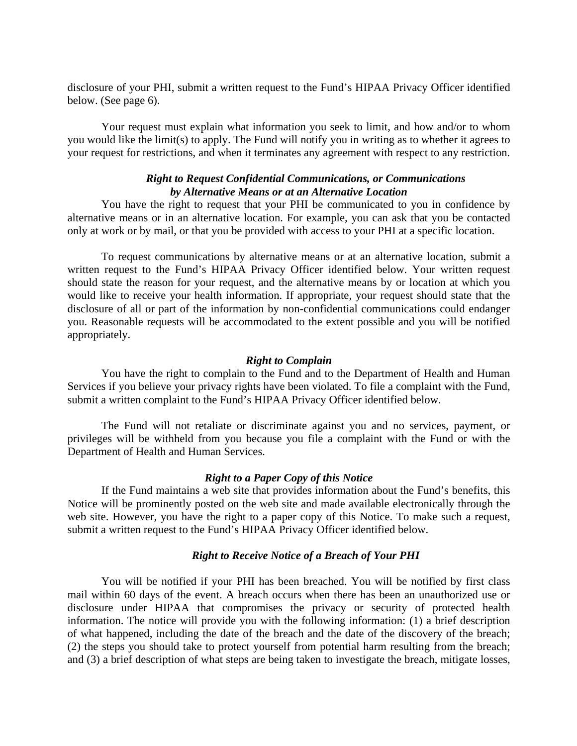disclosure of your PHI, submit a written request to the Fund's HIPAA Privacy Officer identified below. (See page 6).

Your request must explain what information you seek to limit, and how and/or to whom you would like the limit(s) to apply. The Fund will notify you in writing as to whether it agrees to your request for restrictions, and when it terminates any agreement with respect to any restriction.

***Right to Request Confidential Communications, or Communications by Alternative Means or at an Alternative Location***

You have the right to request that your PHI be communicated to you in confidence by alternative means or in an alternative location. For example, you can ask that you be contacted only at work or by mail, or that you be provided with access to your PHI at a specific location.

To request communications by alternative means or at an alternative location, submit a written request to the Fund's HIPAA Privacy Officer identified below. Your written request should state the reason for your request, and the alternative means by or location at which you would like to receive your health information. If appropriate, your request should state that the disclosure of all or part of the information by non-confidential communications could endanger you. Reasonable requests will be accommodated to the extent possible and you will be notified appropriately.

***Right to Complain***

You have the right to complain to the Fund and to the Department of Health and Human Services if you believe your privacy rights have been violated. To file a complaint with the Fund, submit a written complaint to the Fund's HIPAA Privacy Officer identified below.

The Fund will not retaliate or discriminate against you and no services, payment, or privileges will be withheld from you because you file a complaint with the Fund or with the Department of Health and Human Services.

***Right to a Paper Copy of this Notice***

If the Fund maintains a web site that provides information about the Fund's benefits, this Notice will be prominently posted on the web site and made available electronically through the web site. However, you have the right to a paper copy of this Notice. To make such a request, submit a written request to the Fund's HIPAA Privacy Officer identified below.

***Right to Receive Notice of a Breach of Your PHI***

You will be notified if your PHI has been breached. You will be notified by first class mail within 60 days of the event. A breach occurs when there has been an unauthorized use or disclosure under HIPAA that compromises the privacy or security of protected health information. The notice will provide you with the following information: (1) a brief description of what happened, including the date of the breach and the date of the discovery of the breach; (2) the steps you should take to protect yourself from potential harm resulting from the breach; and (3) a brief description of what steps are being taken to investigate the breach, mitigate losses,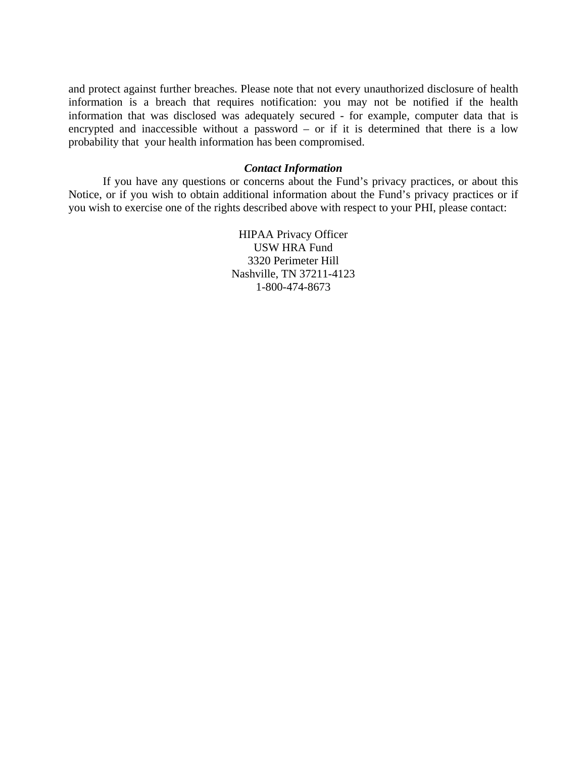and protect against further breaches. Please note that not every unauthorized disclosure of health information is a breach that requires notification: you may not be notified if the health information that was disclosed was adequately secured - for example, computer data that is encrypted and inaccessible without a password – or if it is determined that there is a low probability that your health information has been compromised.

### *Contact Information*

If you have any questions or concerns about the Fund's privacy practices, or about this Notice, or if you wish to obtain additional information about the Fund's privacy practices or if you wish to exercise one of the rights described above with respect to your PHI, please contact:

HIPAA Privacy Officer
USW HRA Fund
3320 Perimeter Hill
Nashville, TN 37211-4123
1-800-474-8673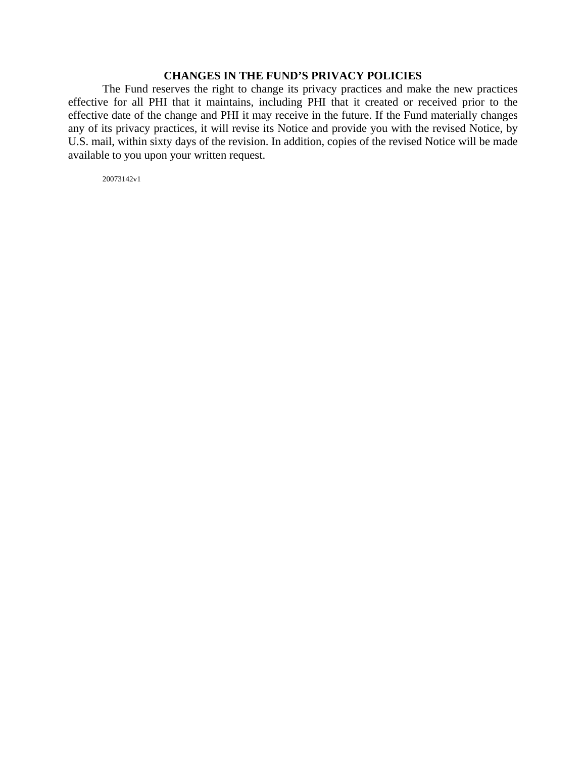## CHANGES IN THE FUND'S PRIVACY POLICIES

The Fund reserves the right to change its privacy practices and make the new practices effective for all PHI that it maintains, including PHI that it created or received prior to the effective date of the change and PHI it may receive in the future. If the Fund materially changes any of its privacy practices, it will revise its Notice and provide you with the revised Notice, by U.S. mail, within sixty days of the revision. In addition, copies of the revised Notice will be made available to you upon your written request.

20073142v1